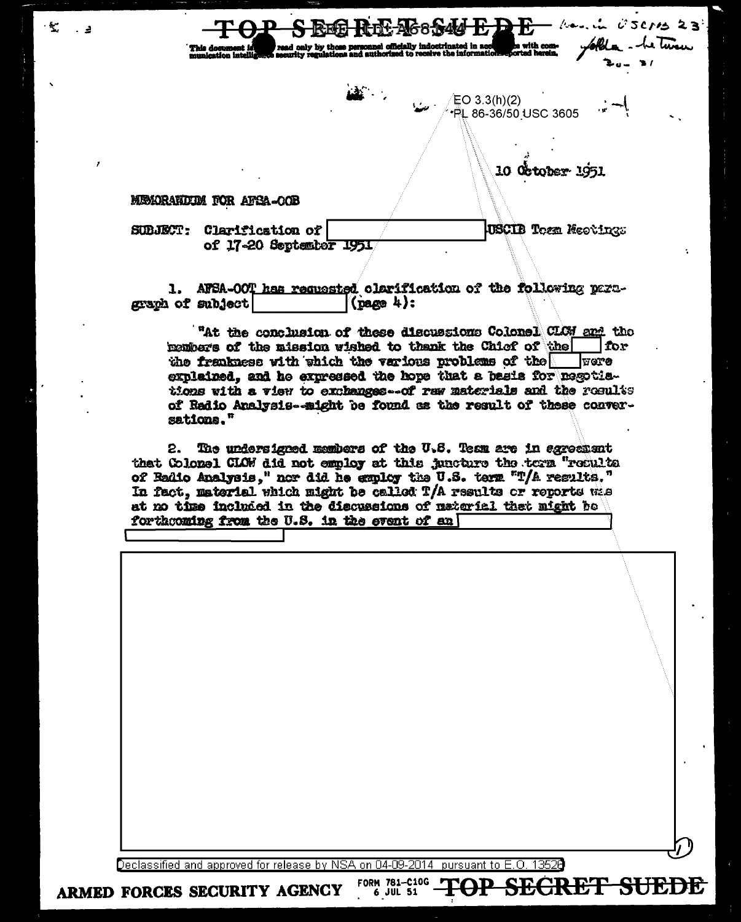TOP SECRET SUEDE REF ID:A68544

This document is to be read only by those personnel officially indoctrinated in accordance with communication intelligence security regulations and authorized to receive the information reported herein.

EO 3.3(h)(2)
PL 86-36/50 USC 3605

10 October 1951

MEMORANDUM FOR AFSA-OOB

SUBJECT: Clarification of [ ] USCIB Team Meetings of 17-20 September 1951

1. AFSA-OOT has requested clarification of the following paragraph of subject [ ] (page 4):

"At the conclusion of these discussions Colonel CLOW and the members of the mission wished to thank the Chief of the [ ] for the frankness with which the various problems of the [ ] were explained, and he expressed the hope that a basis for negotiations with a view to exchanges--of raw materials and the results of Radio Analysis--might be found as the result of these conversations."

2. The undersigned members of the U.S. Team are in agreement that Colonel CLOW did not employ at this juncture the term "results of Radio Analysis," nor did he employ the U.S. term "T/A results." In fact, material which might be called T/A results or reports was at no time included in the discussions of material that might be forthcoming from the U.S. in the event of an [ ]

Declassified and approved for release by NSA on 04-09-2014 pursuant to E.O. 13526

ARMED FORCES SECURITY AGENCY FORM 781-C10G 6 JUL 51 TOP SECRET SUEDE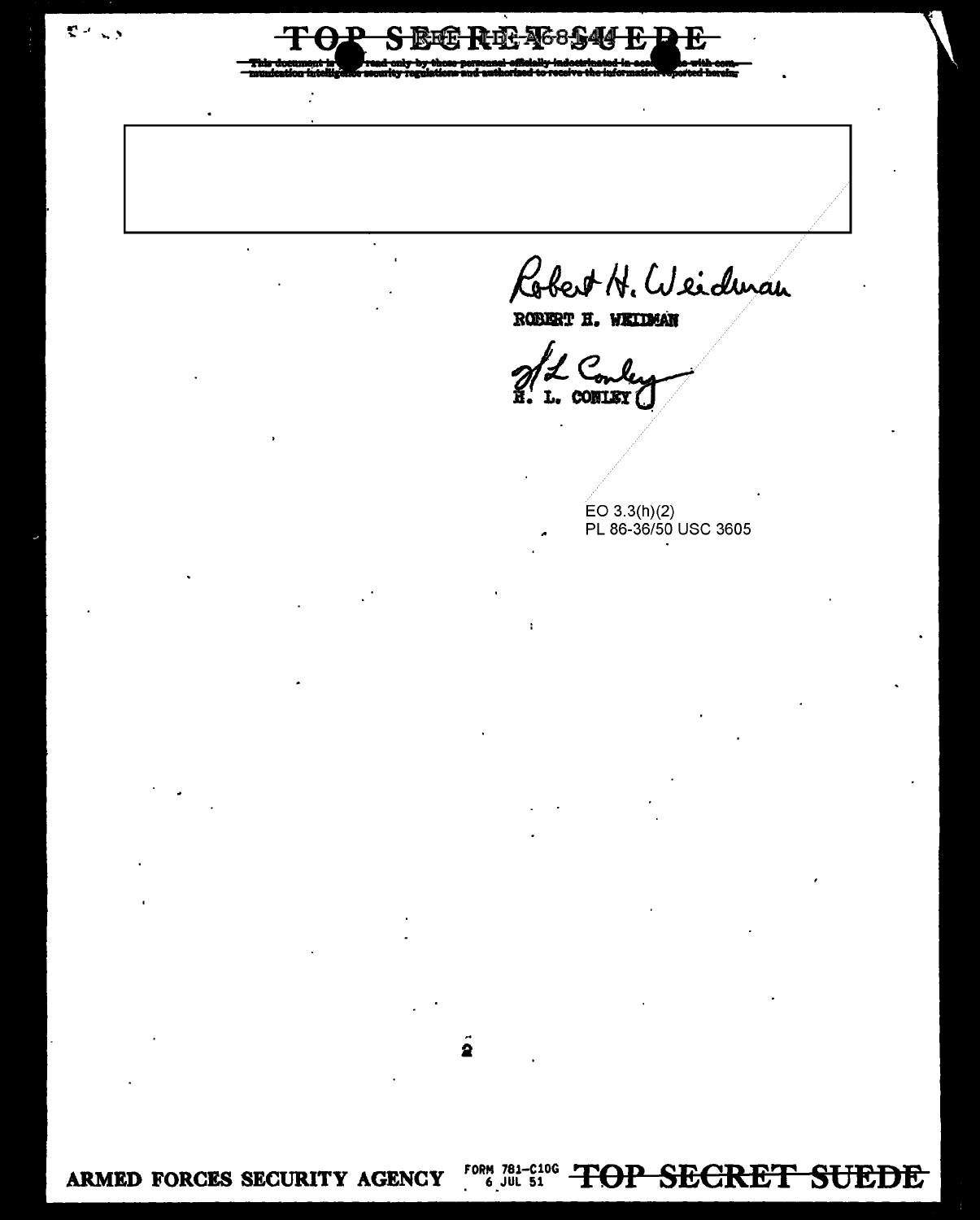TOP SECRET SUEDE

REF ID:A68144

This document is to be read only by those personnel officially indoctrinated in accordance with communication intelligence security regulations and authorized to receive the information reported herein.

Robert H. Weidman

ROBERT H. WEIDMAN

H. L. Conley

H. L. CONLEY

EO 3.3(h)(2)
PL 86-36/50 USC 3605

ARMED FORCES SECURITY AGENCY FORM 781-C10G 6 JUL 51 TOP SECRET SUEDE